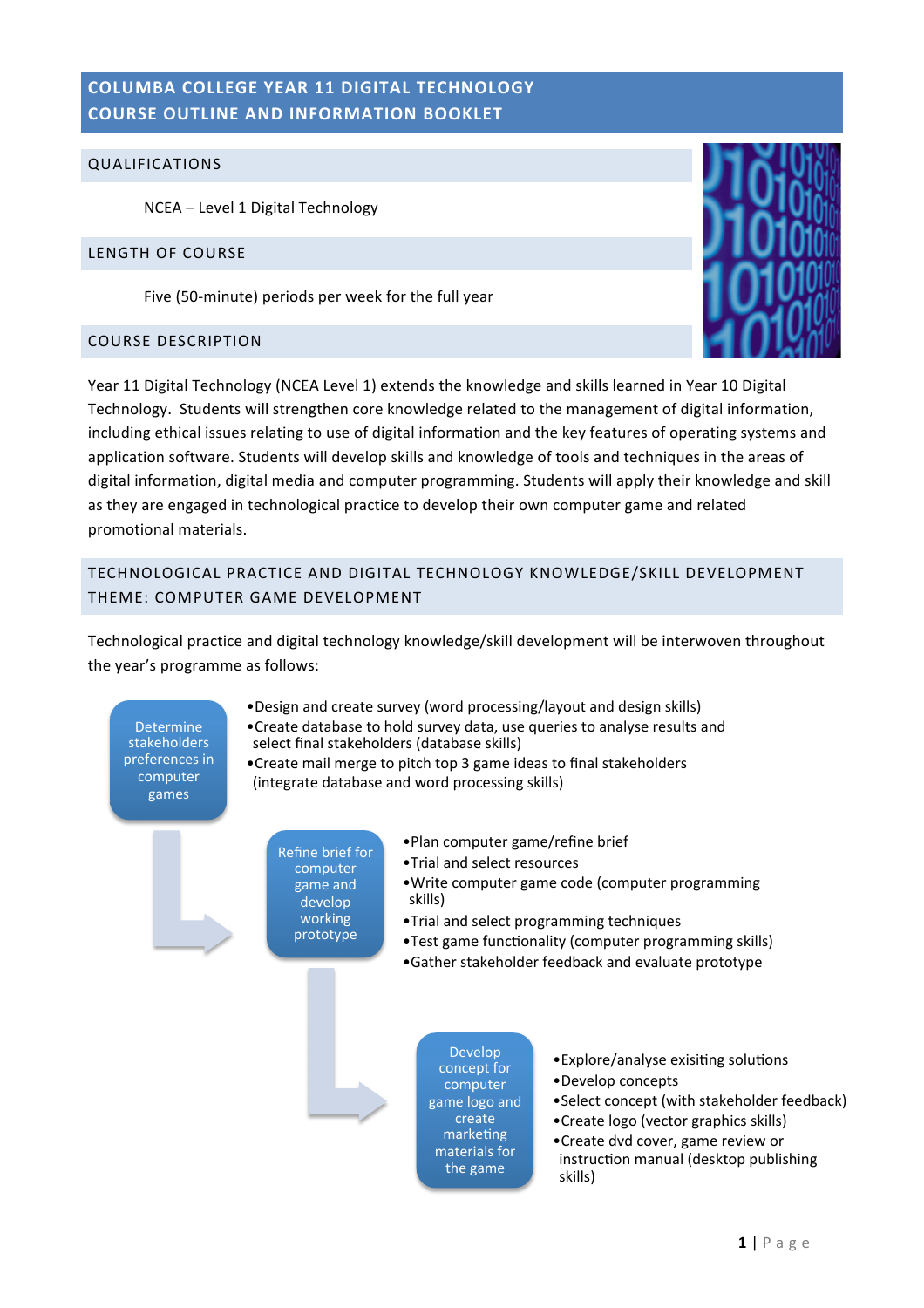# COLUMBA COLLEGE YEAR 11 DIGITAL TECHNOLOGY COURSE OUTLINE AND INFORMATION BOOKLET

## QUALIFICATIONS

NCEA – Level 1 Digital Technology

## LENGTH OF COURSE

Five (50-minute) periods per week for the full year

## COURSE DESCRIPTION

Year 11 Digital Technology (NCEA Level 1) extends the knowledge and skills learned in Year 10 Digital Technology. Students will strengthen core knowledge related to the management of digital information, including ethical issues relating to use of digital information and the key features of operating systems and application software. Students will develop skills and knowledge of tools and techniques in the areas of digital information, digital media and computer programming. Students will apply their knowledge and skill as they are engaged in technological practice to develop their own computer game and related promotional materials.

## TECHNOLOGICAL PRACTICE AND DIGITAL TECHNOLOGY KNOWLEDGE/SKILL DEVELOPMENT THEME: COMPUTER GAME DEVELOPMENT

Technological practice and digital technology knowledge/skill development will be interwoven throughout the year's programme as follows:

**Determine stakeholders preferences in computer games**

- Design and create survey (word processing/layout and design skills)
- Create database to hold survey data, use queries to analyse results and select final stakeholders (database skills)
- Create mail merge to pitch top 3 game ideas to final stakeholders (integrate database and word processing skills)

**Refine brief for computer game and develop working prototype**

- Plan computer game/refine brief
- Trial and select resources
- Write computer game code (computer programming skills)
- Trial and select programming techniques
- Test game functionality (computer programming skills)
- Gather stakeholder feedback and evaluate prototype

**Develop concept for computer game logo and create marketing materials for the game**

- Explore/analyse exisiting solutions
- Develop concepts
- Select concept (with stakeholder feedback)
- Create logo (vector graphics skills)
- Create dvd cover, game review or instruction manual (desktop publishing skills)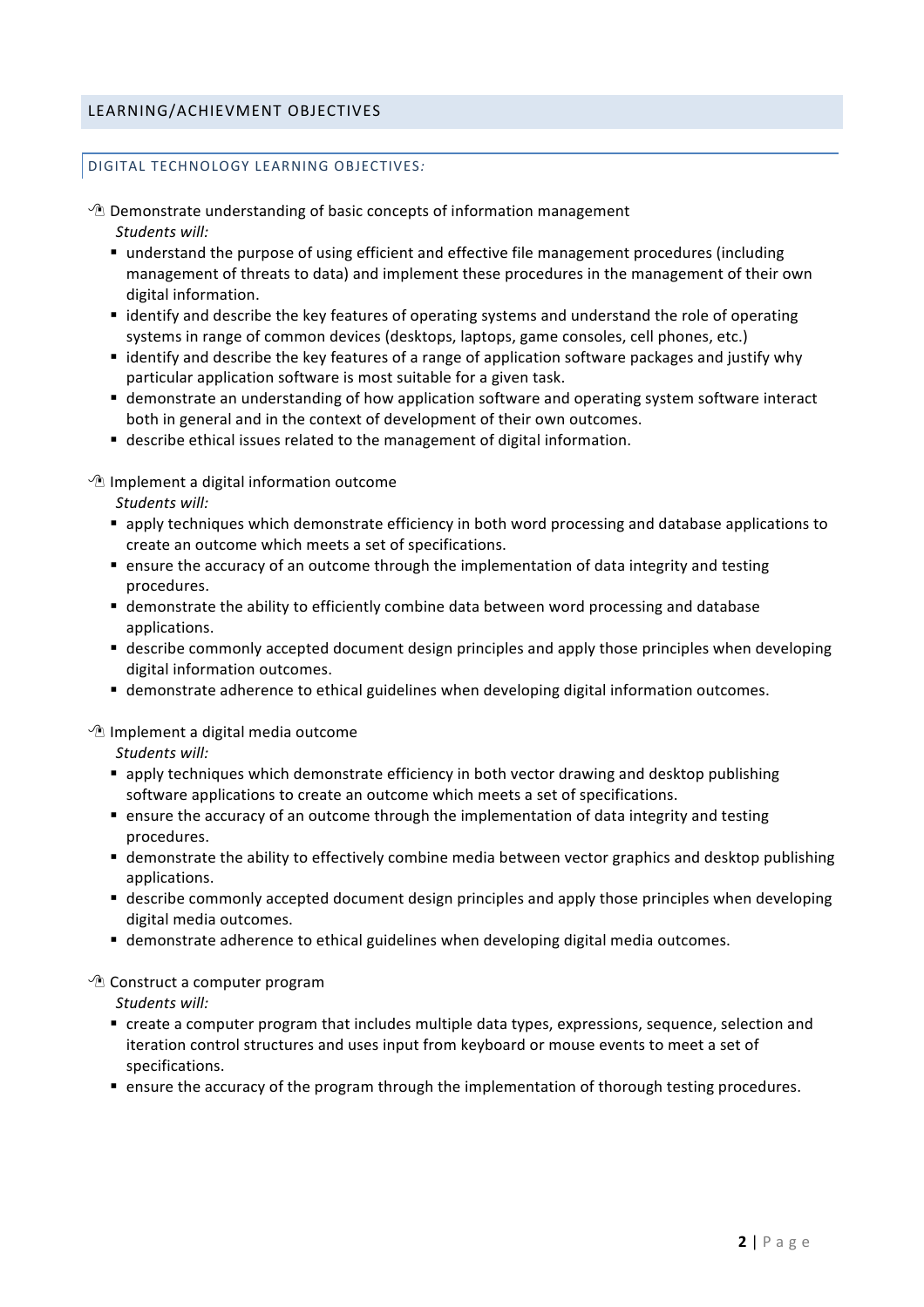## LEARNING/ACHIEVMENT OBJECTIVES

### DIGITAL TECHNOLOGY LEARNING OBJECTIVES:

- Demonstrate understanding of basic concepts of information management

  *Students will:*
  - understand the purpose of using efficient and effective file management procedures (including management of threats to data) and implement these procedures in the management of their own digital information.
  - identify and describe the key features of operating systems and understand the role of operating systems in range of common devices (desktops, laptops, game consoles, cell phones, etc.)
  - identify and describe the key features of a range of application software packages and justify why particular application software is most suitable for a given task.
  - demonstrate an understanding of how application software and operating system software interact both in general and in the context of development of their own outcomes.
  - describe ethical issues related to the management of digital information.

- Implement a digital information outcome

  *Students will:*
  - apply techniques which demonstrate efficiency in both word processing and database applications to create an outcome which meets a set of specifications.
  - ensure the accuracy of an outcome through the implementation of data integrity and testing procedures.
  - demonstrate the ability to efficiently combine data between word processing and database applications.
  - describe commonly accepted document design principles and apply those principles when developing digital information outcomes.
  - demonstrate adherence to ethical guidelines when developing digital information outcomes.

- Implement a digital media outcome

  *Students will:*
  - apply techniques which demonstrate efficiency in both vector drawing and desktop publishing software applications to create an outcome which meets a set of specifications.
  - ensure the accuracy of an outcome through the implementation of data integrity and testing procedures.
  - demonstrate the ability to effectively combine media between vector graphics and desktop publishing applications.
  - describe commonly accepted document design principles and apply those principles when developing digital media outcomes.
  - demonstrate adherence to ethical guidelines when developing digital media outcomes.

- Construct a computer program

  *Students will:*
  - create a computer program that includes multiple data types, expressions, sequence, selection and iteration control structures and uses input from keyboard or mouse events to meet a set of specifications.
  - ensure the accuracy of the program through the implementation of thorough testing procedures.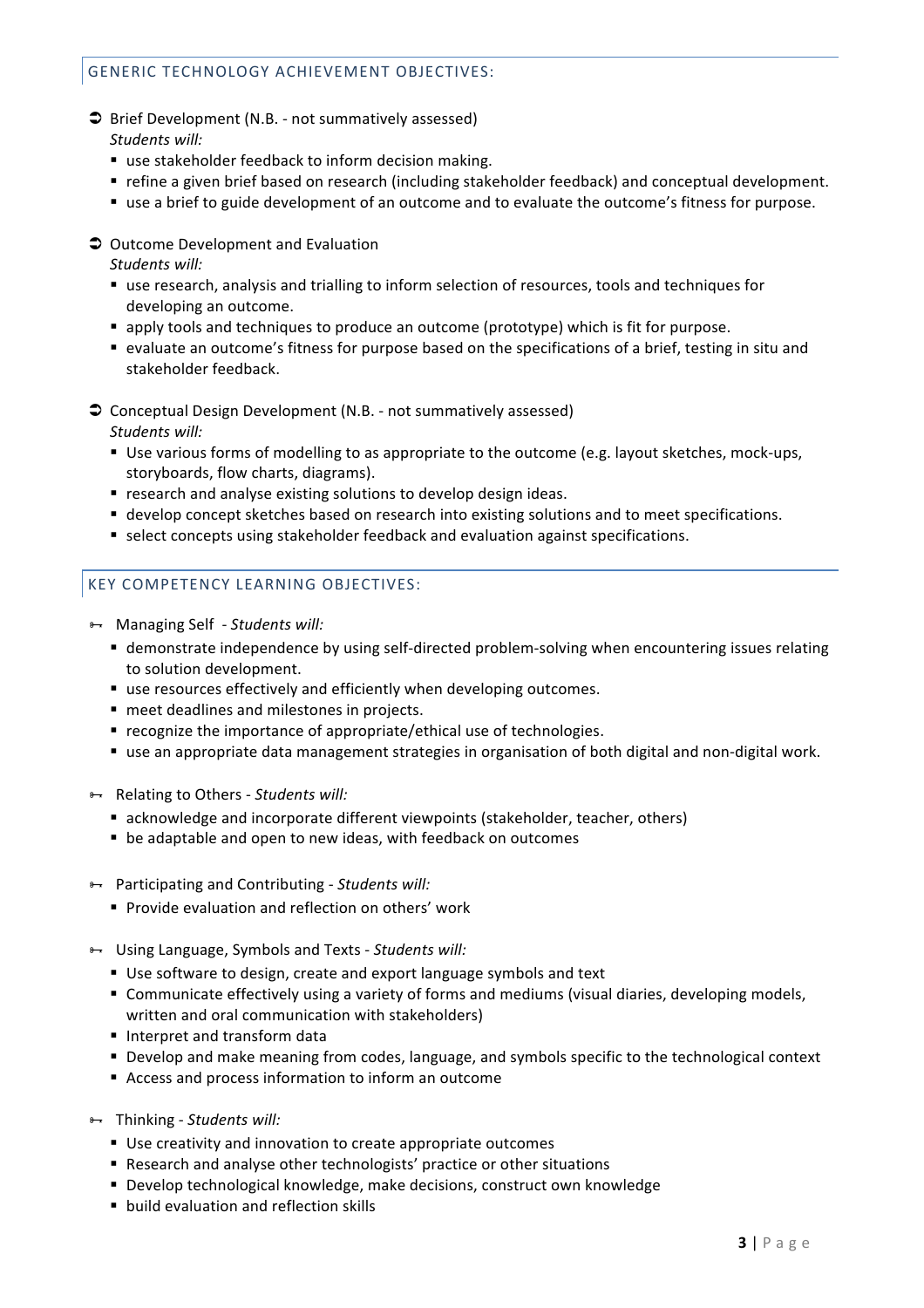## GENERIC TECHNOLOGY ACHIEVEMENT OBJECTIVES:

- Brief Development (N.B. - not summatively assessed)
  *Students will:*
  - use stakeholder feedback to inform decision making.
  - refine a given brief based on research (including stakeholder feedback) and conceptual development.
  - use a brief to guide development of an outcome and to evaluate the outcome's fitness for purpose.

- Outcome Development and Evaluation
  *Students will:*
  - use research, analysis and trialling to inform selection of resources, tools and techniques for developing an outcome.
  - apply tools and techniques to produce an outcome (prototype) which is fit for purpose.
  - evaluate an outcome's fitness for purpose based on the specifications of a brief, testing in situ and stakeholder feedback.

- Conceptual Design Development (N.B. - not summatively assessed)
  *Students will:*
  - Use various forms of modelling to as appropriate to the outcome (e.g. layout sketches, mock-ups, storyboards, flow charts, diagrams).
  - research and analyse existing solutions to develop design ideas.
  - develop concept sketches based on research into existing solutions and to meet specifications.
  - select concepts using stakeholder feedback and evaluation against specifications.

## KEY COMPETENCY LEARNING OBJECTIVES:

- Managing Self - *Students will:*
  - demonstrate independence by using self-directed problem-solving when encountering issues relating to solution development.
  - use resources effectively and efficiently when developing outcomes.
  - meet deadlines and milestones in projects.
  - recognize the importance of appropriate/ethical use of technologies.
  - use an appropriate data management strategies in organisation of both digital and non-digital work.

- Relating to Others - *Students will:*
  - acknowledge and incorporate different viewpoints (stakeholder, teacher, others)
  - be adaptable and open to new ideas, with feedback on outcomes

- Participating and Contributing - *Students will:*
  - Provide evaluation and reflection on others' work

- Using Language, Symbols and Texts - *Students will:*
  - Use software to design, create and export language symbols and text
  - Communicate effectively using a variety of forms and mediums (visual diaries, developing models, written and oral communication with stakeholders)
  - Interpret and transform data
  - Develop and make meaning from codes, language, and symbols specific to the technological context
  - Access and process information to inform an outcome

- Thinking - *Students will:*
  - Use creativity and innovation to create appropriate outcomes
  - Research and analyse other technologists' practice or other situations
  - Develop technological knowledge, make decisions, construct own knowledge
  - build evaluation and reflection skills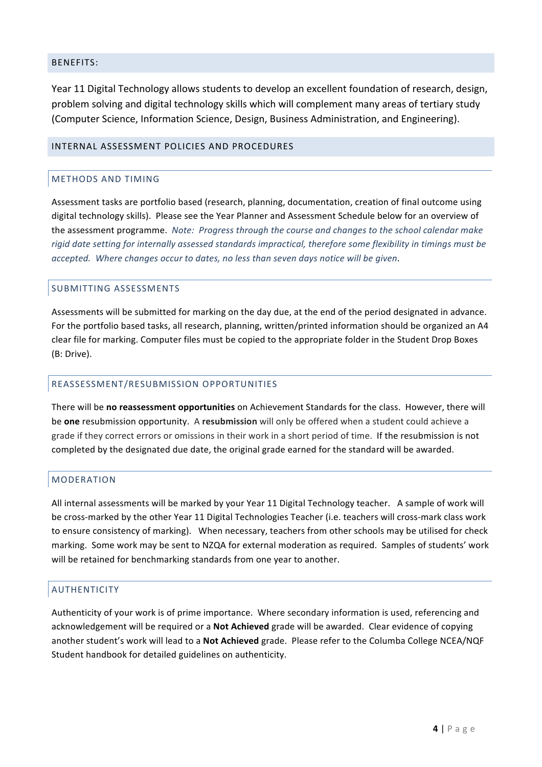## BENEFITS:

Year 11 Digital Technology allows students to develop an excellent foundation of research, design, problem solving and digital technology skills which will complement many areas of tertiary study (Computer Science, Information Science, Design, Business Administration, and Engineering).

## INTERNAL ASSESSMENT POLICIES AND PROCEDURES

### METHODS AND TIMING

Assessment tasks are portfolio based (research, planning, documentation, creation of final outcome using digital technology skills). Please see the Year Planner and Assessment Schedule below for an overview of the assessment programme. *Note: Progress through the course and changes to the school calendar make rigid date setting for internally assessed standards impractical, therefore some flexibility in timings must be accepted. Where changes occur to dates, no less than seven days notice will be given.*

### SUBMITTING ASSESSMENTS

Assessments will be submitted for marking on the day due, at the end of the period designated in advance. For the portfolio based tasks, all research, planning, written/printed information should be organized an A4 clear file for marking. Computer files must be copied to the appropriate folder in the Student Drop Boxes (B: Drive).

### REASSESSMENT/RESUBMISSION OPPORTUNITIES

There will be **no reassessment opportunities** on Achievement Standards for the class. However, there will be **one** resubmission opportunity. A **resubmission** will only be offered when a student could achieve a grade if they correct errors or omissions in their work in a short period of time. If the resubmission is not completed by the designated due date, the original grade earned for the standard will be awarded.

### MODERATION

All internal assessments will be marked by your Year 11 Digital Technology teacher. A sample of work will be cross-marked by the other Year 11 Digital Technologies Teacher (i.e. teachers will cross-mark class work to ensure consistency of marking). When necessary, teachers from other schools may be utilised for check marking. Some work may be sent to NZQA for external moderation as required. Samples of students' work will be retained for benchmarking standards from one year to another.

### AUTHENTICITY

Authenticity of your work is of prime importance. Where secondary information is used, referencing and acknowledgement will be required or a **Not Achieved** grade will be awarded. Clear evidence of copying another student's work will lead to a **Not Achieved** grade. Please refer to the Columba College NCEA/NQF Student handbook for detailed guidelines on authenticity.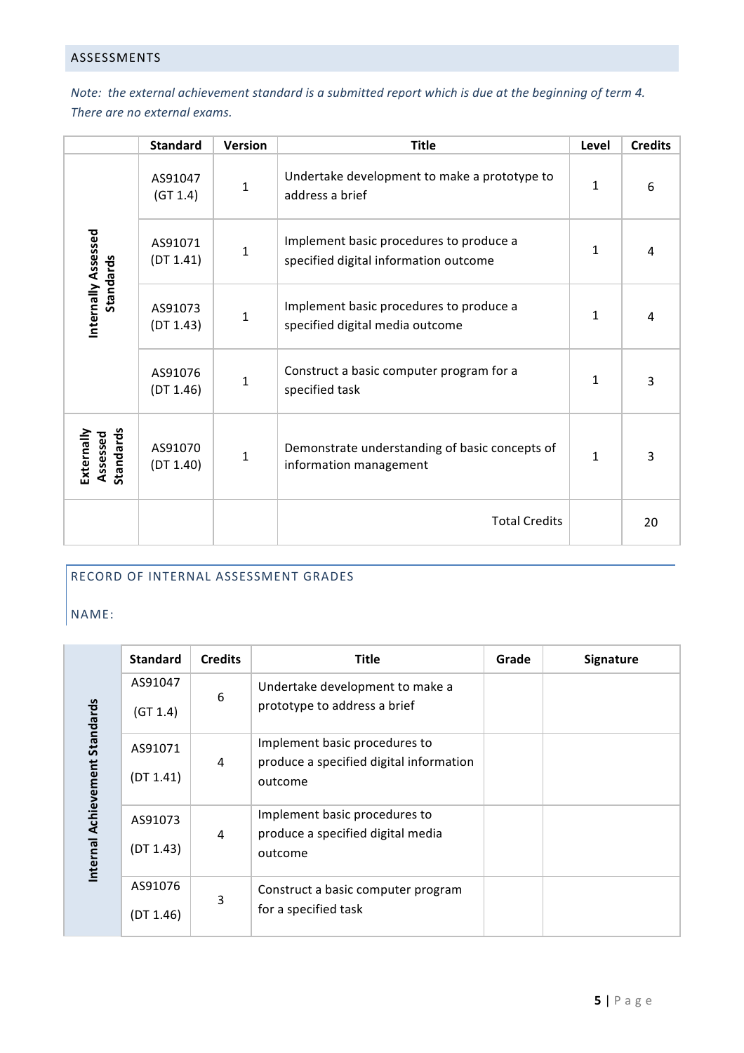## ASSESSMENTS

*Note: the external achievement standard is a submitted report which is due at the beginning of term 4. There are no external exams.*

| | Standard | Version | Title | Level | Credits |
|---|---|---|---|---|---|
| **Internally Assessed Standards** | AS91047 (GT 1.4) | 1 | Undertake development to make a prototype to address a brief | 1 | 6 |
| | AS91071 (DT 1.41) | 1 | Implement basic procedures to produce a specified digital information outcome | 1 | 4 |
| | AS91073 (DT 1.43) | 1 | Implement basic procedures to produce a specified digital media outcome | 1 | 4 |
| | AS91076 (DT 1.46) | 1 | Construct a basic computer program for a specified task | 1 | 3 |
| **Externally Assessed Standards** | AS91070 (DT 1.40) | 1 | Demonstrate understanding of basic concepts of information management | 1 | 3 |
| | | | Total Credits | | 20 |

## RECORD OF INTERNAL ASSESSMENT GRADES

NAME:

| | Standard | Credits | Title | Grade | Signature |
|---|---|---|---|---|---|
| **Internal Achievement Standards** | AS91047 (GT 1.4) | 6 | Undertake development to make a prototype to address a brief | | |
| | AS91071 (DT 1.41) | 4 | Implement basic procedures to produce a specified digital information outcome | | |
| | AS91073 (DT 1.43) | 4 | Implement basic procedures to produce a specified digital media outcome | | |
| | AS91076 (DT 1.46) | 3 | Construct a basic computer program for a specified task | | |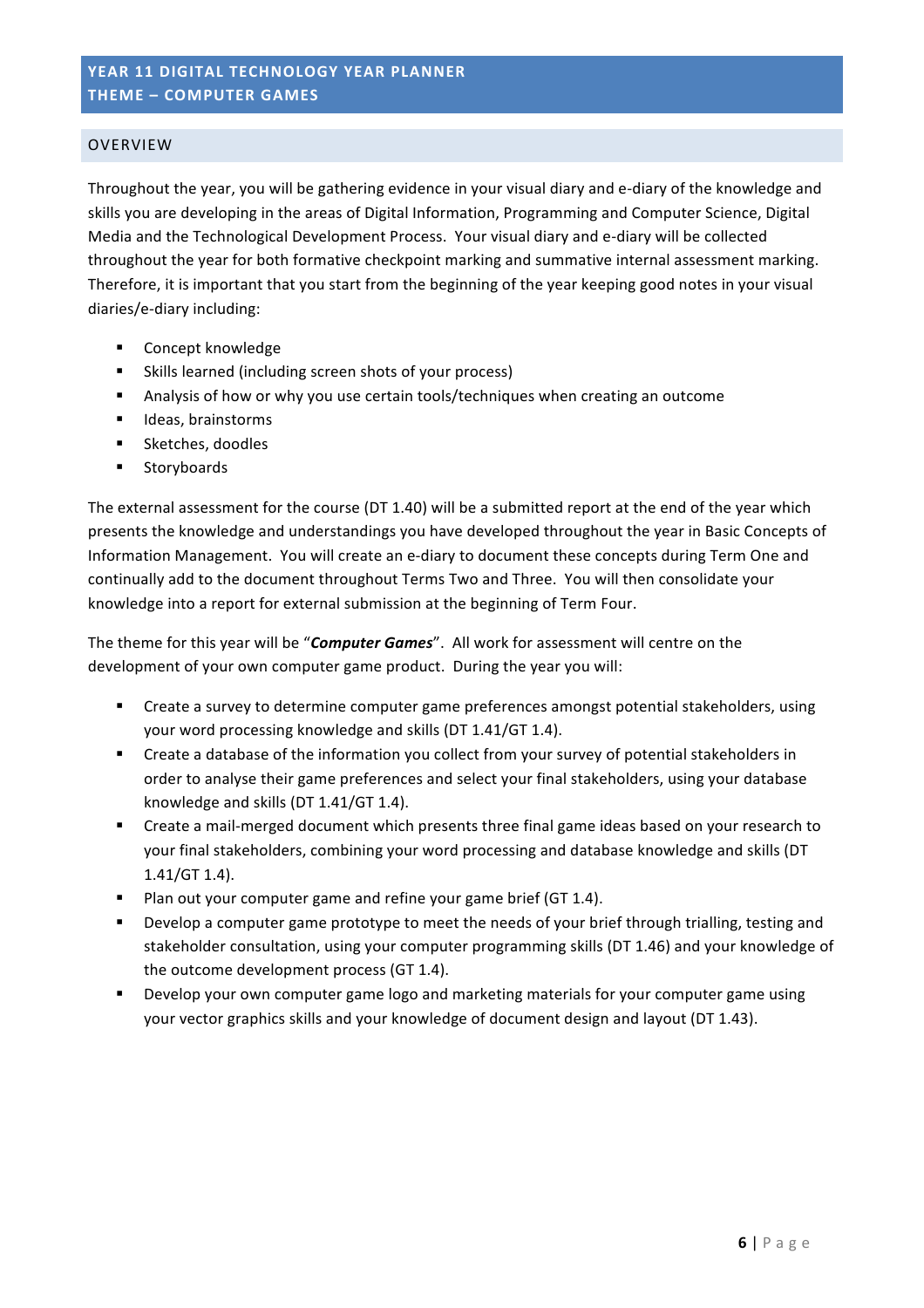# YEAR 11 DIGITAL TECHNOLOGY YEAR PLANNER
# THEME – COMPUTER GAMES

## OVERVIEW

Throughout the year, you will be gathering evidence in your visual diary and e-diary of the knowledge and skills you are developing in the areas of Digital Information, Programming and Computer Science, Digital Media and the Technological Development Process. Your visual diary and e-diary will be collected throughout the year for both formative checkpoint marking and summative internal assessment marking. Therefore, it is important that you start from the beginning of the year keeping good notes in your visual diaries/e-diary including:

- Concept knowledge
- Skills learned (including screen shots of your process)
- Analysis of how or why you use certain tools/techniques when creating an outcome
- Ideas, brainstorms
- Sketches, doodles
- Storyboards

The external assessment for the course (DT 1.40) will be a submitted report at the end of the year which presents the knowledge and understandings you have developed throughout the year in Basic Concepts of Information Management. You will create an e-diary to document these concepts during Term One and continually add to the document throughout Terms Two and Three. You will then consolidate your knowledge into a report for external submission at the beginning of Term Four.

The theme for this year will be "***Computer Games***". All work for assessment will centre on the development of your own computer game product. During the year you will:

- Create a survey to determine computer game preferences amongst potential stakeholders, using your word processing knowledge and skills (DT 1.41/GT 1.4).
- Create a database of the information you collect from your survey of potential stakeholders in order to analyse their game preferences and select your final stakeholders, using your database knowledge and skills (DT 1.41/GT 1.4).
- Create a mail-merged document which presents three final game ideas based on your research to your final stakeholders, combining your word processing and database knowledge and skills (DT 1.41/GT 1.4).
- Plan out your computer game and refine your game brief (GT 1.4).
- Develop a computer game prototype to meet the needs of your brief through trialling, testing and stakeholder consultation, using your computer programming skills (DT 1.46) and your knowledge of the outcome development process (GT 1.4).
- Develop your own computer game logo and marketing materials for your computer game using your vector graphics skills and your knowledge of document design and layout (DT 1.43).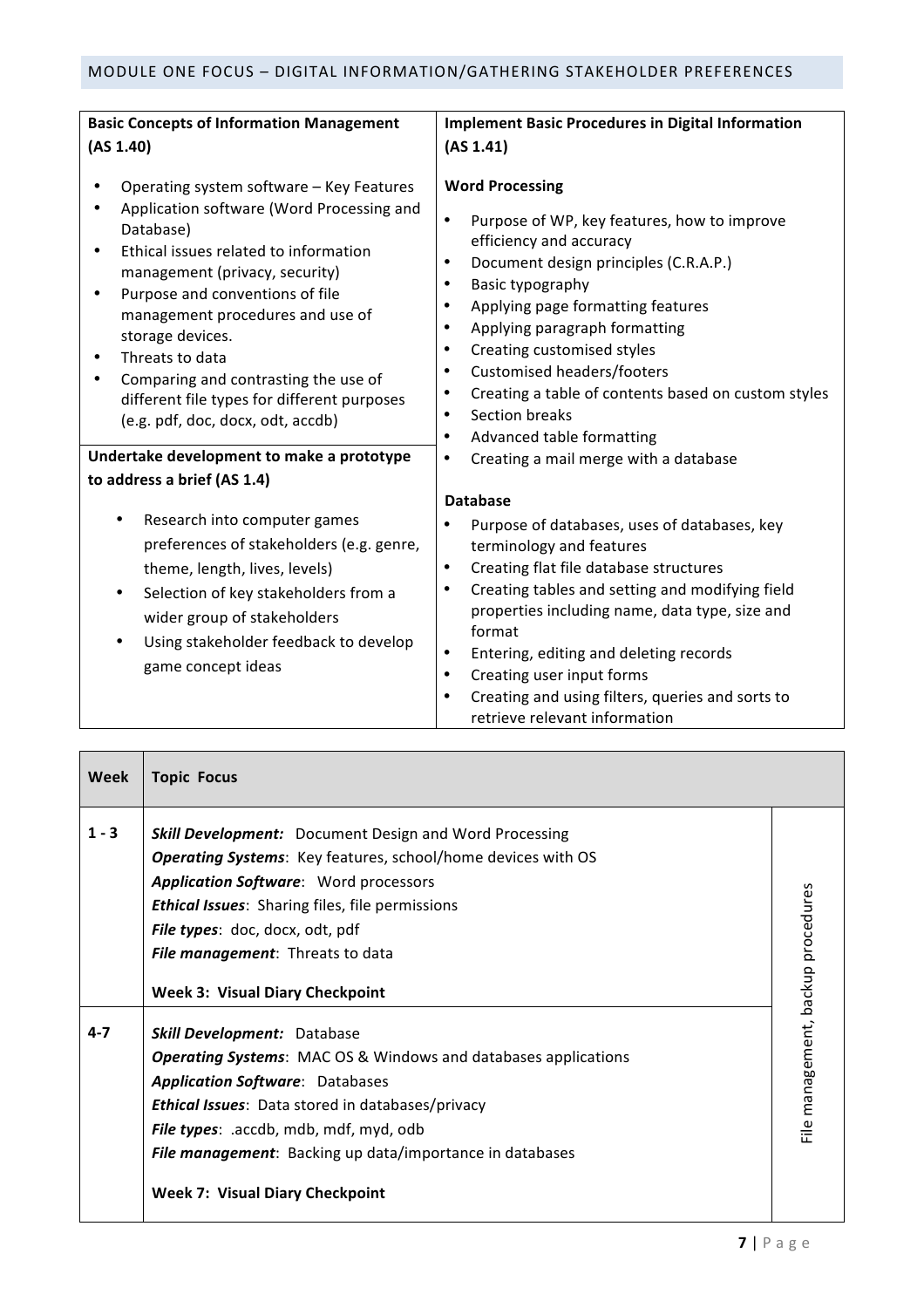## MODULE ONE FOCUS – DIGITAL INFORMATION/GATHERING STAKEHOLDER PREFERENCES

| **Basic Concepts of Information Management (AS 1.40)** | **Implement Basic Procedures in Digital Information (AS 1.41)** |
|---|---|
| • Operating system software – Key Features<br>• Application software (Word Processing and Database)<br>• Ethical issues related to information management (privacy, security)<br>• Purpose and conventions of file management procedures and use of storage devices.<br>• Threats to data<br>• Comparing and contrasting the use of different file types for different purposes (e.g. pdf, doc, docx, odt, accdb)<br><br>**Undertake development to make a prototype to address a brief (AS 1.4)**<br><br>• Research into computer games preferences of stakeholders (e.g. genre, theme, length, lives, levels)<br>• Selection of key stakeholders from a wider group of stakeholders<br>• Using stakeholder feedback to develop game concept ideas | **Word Processing**<br>• Purpose of WP, key features, how to improve efficiency and accuracy<br>• Document design principles (C.R.A.P.)<br>• Basic typography<br>• Applying page formatting features<br>• Applying paragraph formatting<br>• Creating customised styles<br>• Customised headers/footers<br>• Creating a table of contents based on custom styles<br>• Section breaks<br>• Advanced table formatting<br>• Creating a mail merge with a database<br><br>**Database**<br>• Purpose of databases, uses of databases, key terminology and features<br>• Creating flat file database structures<br>• Creating tables and setting and modifying field properties including name, data type, size and format<br>• Entering, editing and deleting records<br>• Creating user input forms<br>• Creating and using filters, queries and sorts to retrieve relevant information |

| **Week** | **Topic Focus** | |
|---|---|---|
| **1 - 3** | ***Skill Development:*** Document Design and Word Processing<br>***Operating Systems***: Key features, school/home devices with OS<br>***Application Software***: Word processors<br>***Ethical Issues***: Sharing files, file permissions<br>***File types***: doc, docx, odt, pdf<br>***File management***: Threats to data<br><br>**Week 3: Visual Diary Checkpoint** | File management, backup procedures |
| **4-7** | ***Skill Development:*** Database<br>***Operating Systems***: MAC OS & Windows and databases applications<br>***Application Software***: Databases<br>***Ethical Issues***: Data stored in databases/privacy<br>***File types***: .accdb, mdb, mdf, myd, odb<br>***File management***: Backing up data/importance in databases<br><br>**Week 7: Visual Diary Checkpoint** | |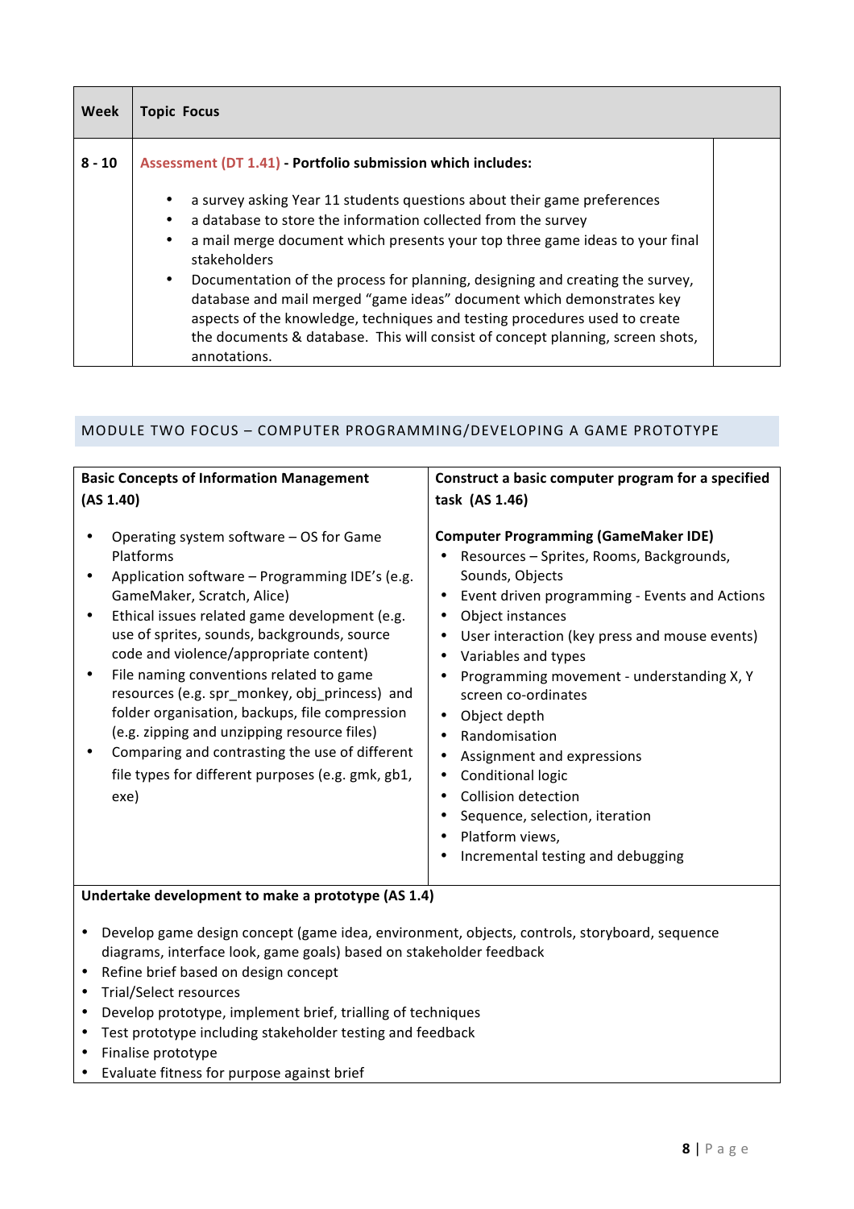| Week | Topic Focus | |
|---|---|---|
| 8 - 10 | Assessment (DT 1.41) - **Portfolio submission which includes:**<br><br>• a survey asking Year 11 students questions about their game preferences<br>• a database to store the information collected from the survey<br>• a mail merge document which presents your top three game ideas to your final stakeholders<br>• Documentation of the process for planning, designing and creating the survey, database and mail merged "game ideas" document which demonstrates key aspects of the knowledge, techniques and testing procedures used to create the documents & database. This will consist of concept planning, screen shots, annotations. | |

## MODULE TWO FOCUS – COMPUTER PROGRAMMING/DEVELOPING A GAME PROTOTYPE

| **Basic Concepts of Information Management (AS 1.40)** | **Construct a basic computer program for a specified task (AS 1.46)** |
|---|---|
| • Operating system software – OS for Game Platforms<br>• Application software – Programming IDE's (e.g. GameMaker, Scratch, Alice)<br>• Ethical issues related game development (e.g. use of sprites, sounds, backgrounds, source code and violence/appropriate content)<br>• File naming conventions related to game resources (e.g. spr_monkey, obj_princess) and folder organisation, backups, file compression (e.g. zipping and unzipping resource files)<br>• Comparing and contrasting the use of different file types for different purposes (e.g. gmk, gb1, exe) | **Computer Programming (GameMaker IDE)**<br>• Resources – Sprites, Rooms, Backgrounds, Sounds, Objects<br>• Event driven programming - Events and Actions<br>• Object instances<br>• User interaction (key press and mouse events)<br>• Variables and types<br>• Programming movement - understanding X, Y screen co-ordinates<br>• Object depth<br>• Randomisation<br>• Assignment and expressions<br>• Conditional logic<br>• Collision detection<br>• Sequence, selection, iteration<br>• Platform views,<br>• Incremental testing and debugging |

**Undertake development to make a prototype (AS 1.4)**

- Develop game design concept (game idea, environment, objects, controls, storyboard, sequence diagrams, interface look, game goals) based on stakeholder feedback
- Refine brief based on design concept
- Trial/Select resources
- Develop prototype, implement brief, trialling of techniques
- Test prototype including stakeholder testing and feedback
- Finalise prototype
- Evaluate fitness for purpose against brief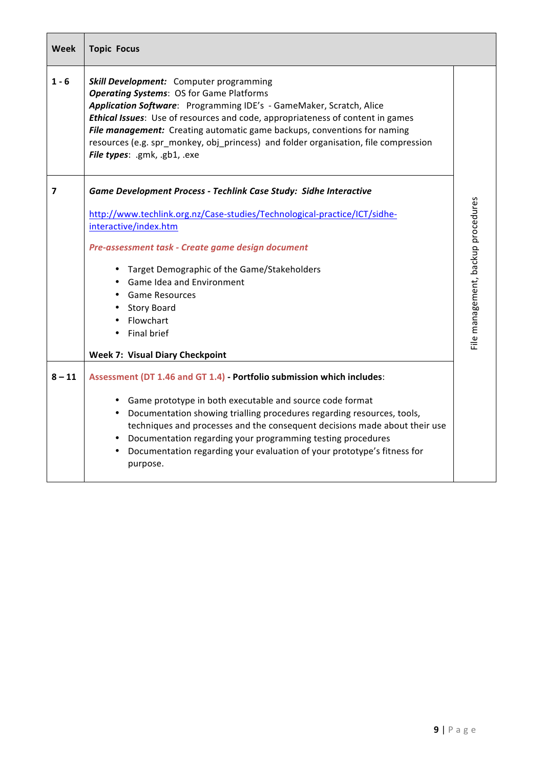| Week | Topic Focus | |
|---|---|---|
| 1 - 6 | ***Skill Development:*** Computer programming<br>***Operating Systems***: OS for Game Platforms<br>***Application Software***: Programming IDE's - GameMaker, Scratch, Alice<br>***Ethical Issues***: Use of resources and code, appropriateness of content in games<br>***File management:*** Creating automatic game backups, conventions for naming resources (e.g. spr_monkey, obj_princess) and folder organisation, file compression<br>***File types***: .gmk, .gb1, .exe | File management, backup procedures |
| 7 | ***Game Development Process - Techlink Case Study: Sidhe Interactive***<br><br>http://www.techlink.org.nz/Case-studies/Technological-practice/ICT/sidhe-interactive/index.htm<br><br>***Pre-assessment task - Create game design document***<br><br>• Target Demographic of the Game/Stakeholders<br>• Game Idea and Environment<br>• Game Resources<br>• Story Board<br>• Flowchart<br>• Final brief<br><br>**Week 7: Visual Diary Checkpoint** | |
| 8 – 11 | Assessment (DT 1.46 and GT 1.4) **- Portfolio submission which includes**:<br><br>• Game prototype in both executable and source code format<br>• Documentation showing trialling procedures regarding resources, tools, techniques and processes and the consequent decisions made about their use<br>• Documentation regarding your programming testing procedures<br>• Documentation regarding your evaluation of your prototype's fitness for purpose. | |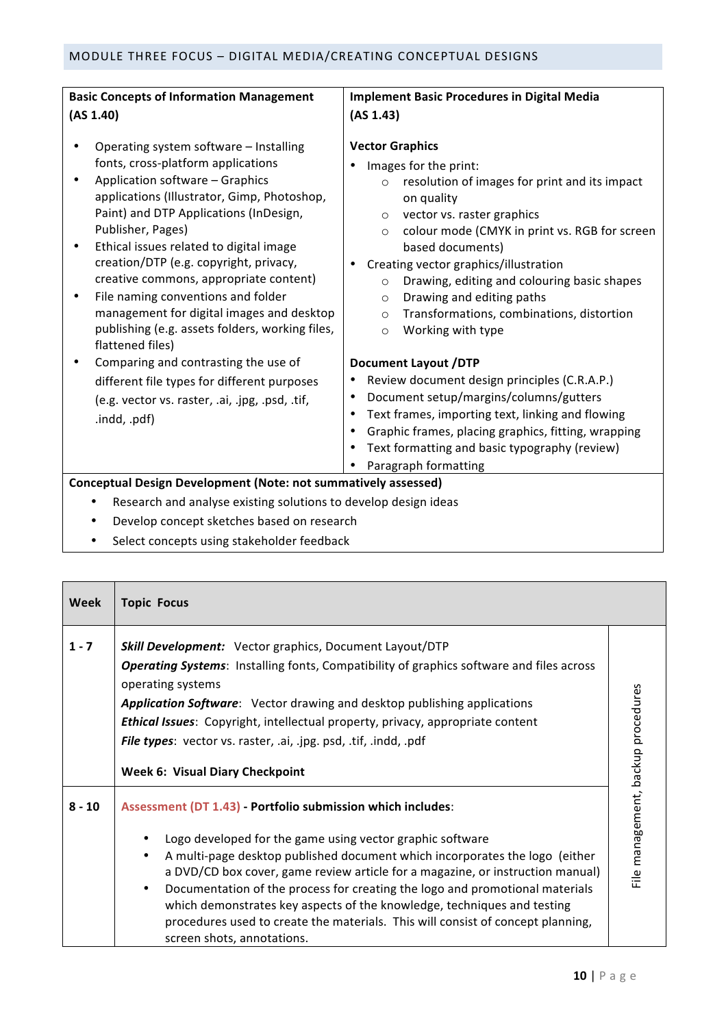## MODULE THREE FOCUS – DIGITAL MEDIA/CREATING CONCEPTUAL DESIGNS

| Basic Concepts of Information Management (AS 1.40) | Implement Basic Procedures in Digital Media (AS 1.43) |
|---|---|
| • Operating system software – Installing fonts, cross-platform applications<br>• Application software – Graphics applications (Illustrator, Gimp, Photoshop, Paint) and DTP Applications (InDesign, Publisher, Pages)<br>• Ethical issues related to digital image creation/DTP (e.g. copyright, privacy, creative commons, appropriate content)<br>• File naming conventions and folder management for digital images and desktop publishing (e.g. assets folders, working files, flattened files)<br>• Comparing and contrasting the use of different file types for different purposes (e.g. vector vs. raster, .ai, .jpg, .psd, .tif, .indd, .pdf) | **Vector Graphics**<br>• Images for the print:<br>&nbsp;&nbsp;○ resolution of images for print and its impact on quality<br>&nbsp;&nbsp;○ vector vs. raster graphics<br>&nbsp;&nbsp;○ colour mode (CMYK in print vs. RGB for screen based documents)<br>• Creating vector graphics/illustration<br>&nbsp;&nbsp;○ Drawing, editing and colouring basic shapes<br>&nbsp;&nbsp;○ Drawing and editing paths<br>&nbsp;&nbsp;○ Transformations, combinations, distortion<br>&nbsp;&nbsp;○ Working with type<br><br>**Document Layout /DTP**<br>• Review document design principles (C.R.A.P.)<br>• Document setup/margins/columns/gutters<br>• Text frames, importing text, linking and flowing<br>• Graphic frames, placing graphics, fitting, wrapping<br>• Text formatting and basic typography (review)<br>• Paragraph formatting |

**Conceptual Design Development (Note: not summatively assessed)**

- Research and analyse existing solutions to develop design ideas
- Develop concept sketches based on research
- Select concepts using stakeholder feedback

| Week | Topic Focus | |
|---|---|---|
| 1 - 7 | ***Skill Development:*** Vector graphics, Document Layout/DTP<br>***Operating Systems***: Installing fonts, Compatibility of graphics software and files across operating systems<br>***Application Software***: Vector drawing and desktop publishing applications<br>***Ethical Issues***: Copyright, intellectual property, privacy, appropriate content<br>***File types***: vector vs. raster, .ai, .jpg. psd, .tif, .indd, .pdf<br><br>**Week 6: Visual Diary Checkpoint** | File management, backup procedures |
| 8 - 10 | Assessment (DT 1.43) - **Portfolio submission which includes**:<br>• Logo developed for the game using vector graphic software<br>• A multi-page desktop published document which incorporates the logo (either a DVD/CD box cover, game review article for a magazine, or instruction manual)<br>• Documentation of the process for creating the logo and promotional materials which demonstrates key aspects of the knowledge, techniques and testing procedures used to create the materials. This will consist of concept planning, screen shots, annotations. | |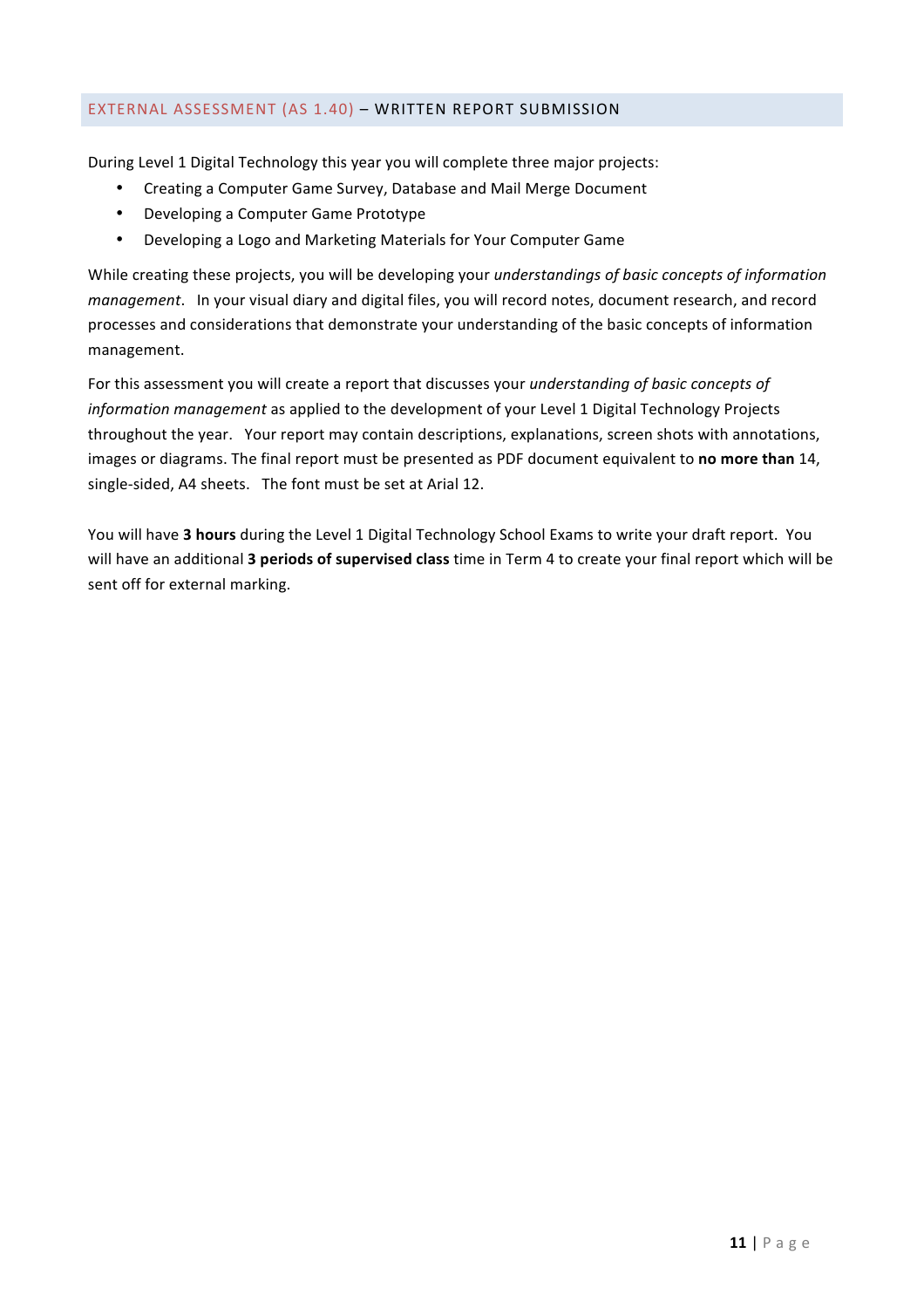## EXTERNAL ASSESSMENT (AS 1.40) – WRITTEN REPORT SUBMISSION

During Level 1 Digital Technology this year you will complete three major projects:

- Creating a Computer Game Survey, Database and Mail Merge Document
- Developing a Computer Game Prototype
- Developing a Logo and Marketing Materials for Your Computer Game

While creating these projects, you will be developing your *understandings of basic concepts of information management*. In your visual diary and digital files, you will record notes, document research, and record processes and considerations that demonstrate your understanding of the basic concepts of information management.

For this assessment you will create a report that discusses your *understanding of basic concepts of information management* as applied to the development of your Level 1 Digital Technology Projects throughout the year. Your report may contain descriptions, explanations, screen shots with annotations, images or diagrams. The final report must be presented as PDF document equivalent to **no more than** 14, single-sided, A4 sheets. The font must be set at Arial 12.

You will have **3 hours** during the Level 1 Digital Technology School Exams to write your draft report. You will have an additional **3 periods of supervised class** time in Term 4 to create your final report which will be sent off for external marking.